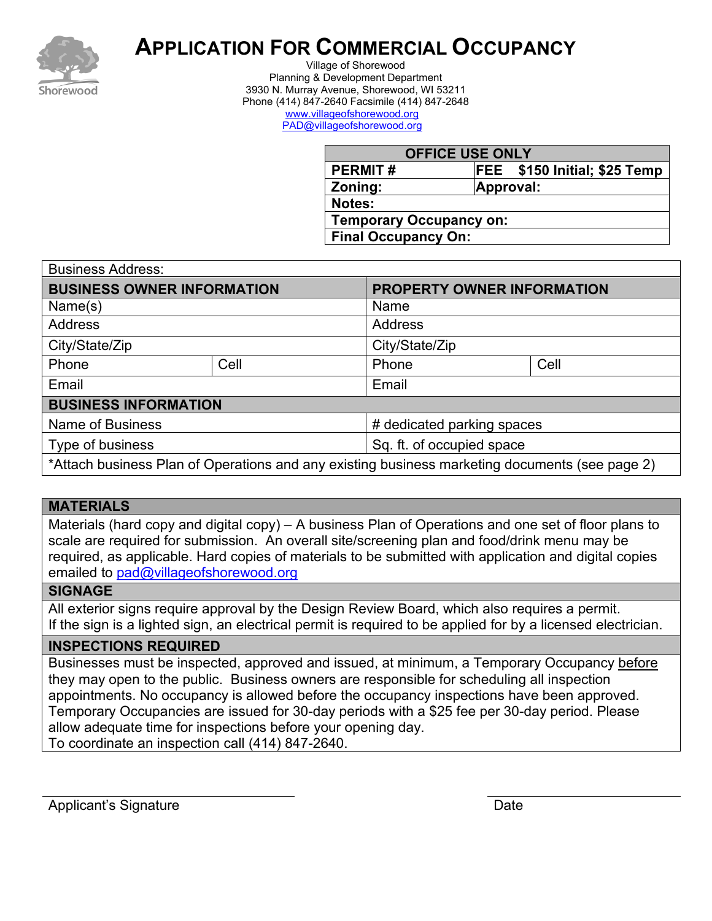# Application For Commercial Occupancy

Village of Shorewood
Planning & Development Department
3930 N. Murray Avenue, Shorewood, WI 53211
Phone (414) 847-2640 Facsimile (414) 847-2648
www.villageofshorewood.org
PAD@villageofshorewood.org

| OFFICE USE ONLY | |
|---|---|
| **PERMIT #** | **FEE $150 Initial; $25 Temp** |
| **Zoning:** | **Approval:** |
| **Notes:** | |
| **Temporary Occupancy on:** | |
| **Final Occupancy On:** | |

| Business Address: | | | |
|---|---|---|---|
| **BUSINESS OWNER INFORMATION** | | **PROPERTY OWNER INFORMATION** | |
| Name(s) | | Name | |
| Address | | Address | |
| City/State/Zip | | City/State/Zip | |
| Phone | Cell | Phone | Cell |
| Email | | Email | |
| **BUSINESS INFORMATION** | | | |
| Name of Business | | # dedicated parking spaces | |
| Type of business | | Sq. ft. of occupied space | |
| *Attach business Plan of Operations and any existing business marketing documents (see page 2) | | | |

## MATERIALS

Materials (hard copy and digital copy) – A business Plan of Operations and one set of floor plans to scale are required for submission. An overall site/screening plan and food/drink menu may be required, as applicable. Hard copies of materials to be submitted with application and digital copies emailed to pad@villageofshorewood.org

## SIGNAGE

All exterior signs require approval by the Design Review Board, which also requires a permit.
If the sign is a lighted sign, an electrical permit is required to be applied for by a licensed electrician.

## INSPECTIONS REQUIRED

Businesses must be inspected, approved and issued, at minimum, a Temporary Occupancy before they may open to the public. Business owners are responsible for scheduling all inspection appointments. No occupancy is allowed before the occupancy inspections have been approved. Temporary Occupancies are issued for 30-day periods with a $25 fee per 30-day period. Please allow adequate time for inspections before your opening day.
To coordinate an inspection call (414) 847-2640.

Applicant's Signature ______________________ Date ______________________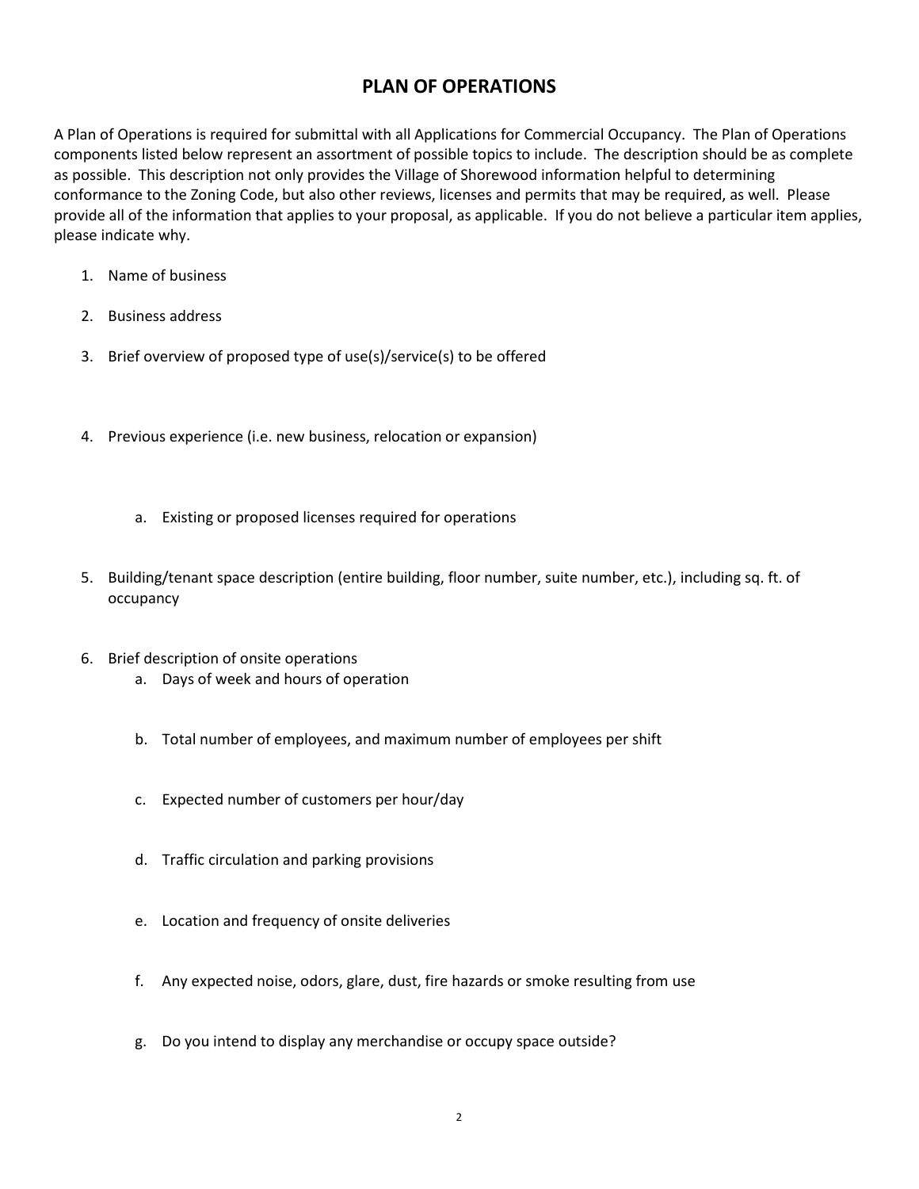# PLAN OF OPERATIONS

A Plan of Operations is required for submittal with all Applications for Commercial Occupancy. The Plan of Operations components listed below represent an assortment of possible topics to include. The description should be as complete as possible. This description not only provides the Village of Shorewood information helpful to determining conformance to the Zoning Code, but also other reviews, licenses and permits that may be required, as well. Please provide all of the information that applies to your proposal, as applicable. If you do not believe a particular item applies, please indicate why.

1. Name of business
2. Business address
3. Brief overview of proposed type of use(s)/service(s) to be offered
4. Previous experience (i.e. new business, relocation or expansion)
   a. Existing or proposed licenses required for operations
5. Building/tenant space description (entire building, floor number, suite number, etc.), including sq. ft. of occupancy
6. Brief description of onsite operations
   a. Days of week and hours of operation
   b. Total number of employees, and maximum number of employees per shift
   c. Expected number of customers per hour/day
   d. Traffic circulation and parking provisions
   e. Location and frequency of onsite deliveries
   f. Any expected noise, odors, glare, dust, fire hazards or smoke resulting from use
   g. Do you intend to display any merchandise or occupy space outside?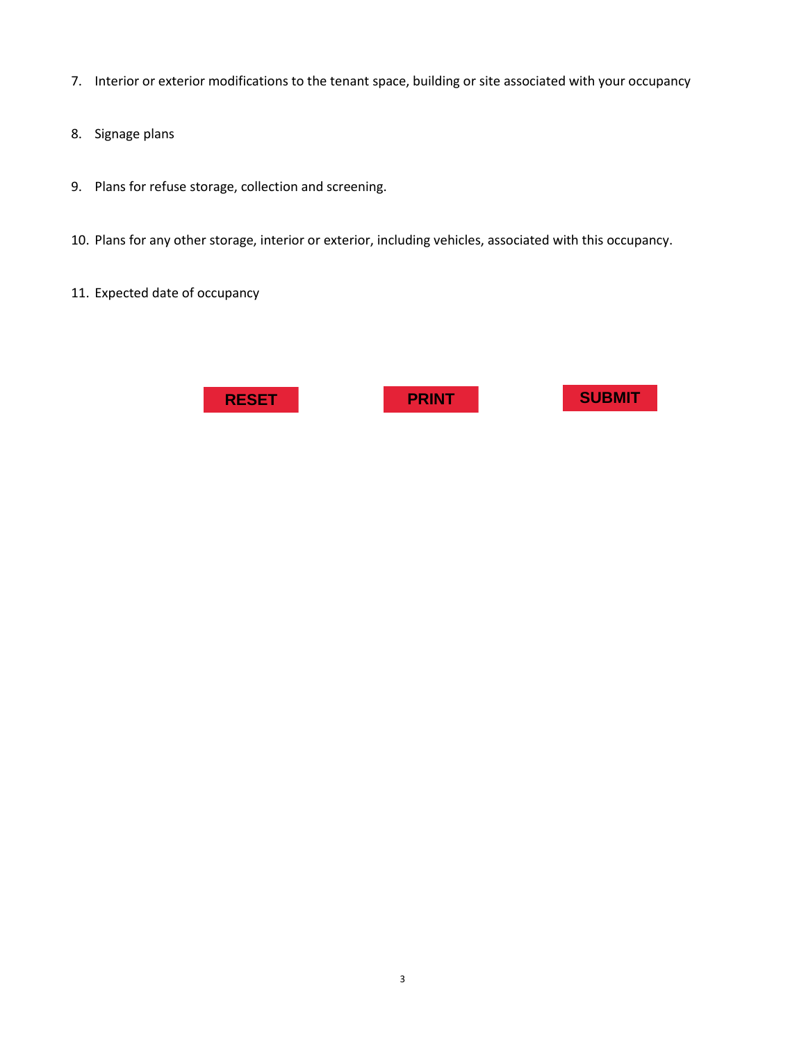7. Interior or exterior modifications to the tenant space, building or site associated with your occupancy

8. Signage plans

9. Plans for refuse storage, collection and screening.

10. Plans for any other storage, interior or exterior, including vehicles, associated with this occupancy.

11. Expected date of occupancy

**RESET** **PRINT** **SUBMIT**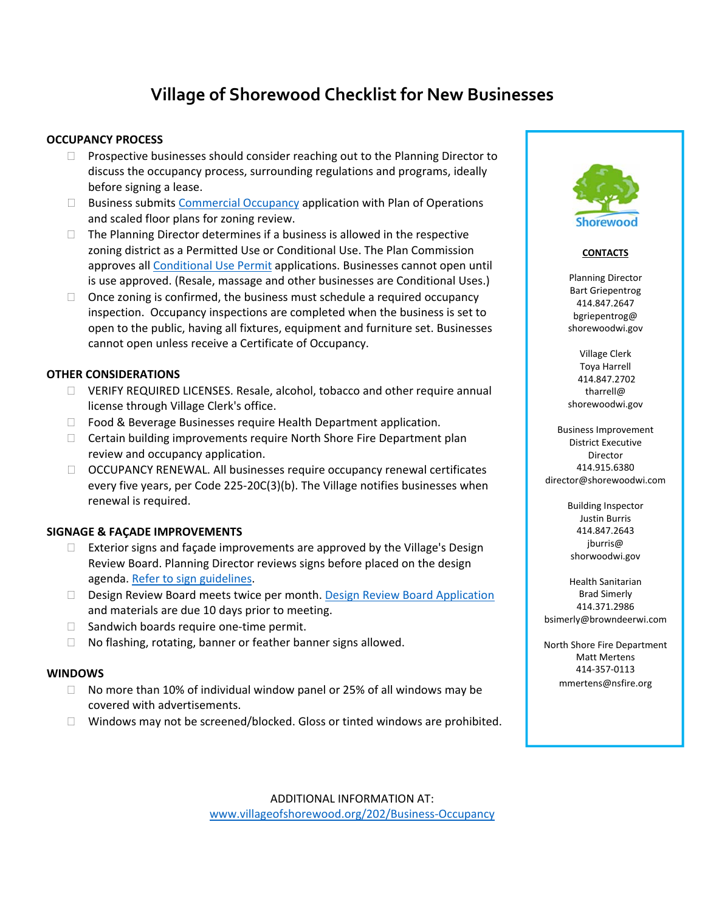# Village of Shorewood Checklist for New Businesses

## OCCUPANCY PROCESS

- Prospective businesses should consider reaching out to the Planning Director to discuss the occupancy process, surrounding regulations and programs, ideally before signing a lease.
- Business submits Commercial Occupancy application with Plan of Operations and scaled floor plans for zoning review.
- The Planning Director determines if a business is allowed in the respective zoning district as a Permitted Use or Conditional Use. The Plan Commission approves all Conditional Use Permit applications. Businesses cannot open until is use approved. (Resale, massage and other businesses are Conditional Uses.)
- Once zoning is confirmed, the business must schedule a required occupancy inspection. Occupancy inspections are completed when the business is set to open to the public, having all fixtures, equipment and furniture set. Businesses cannot open unless receive a Certificate of Occupancy.

## OTHER CONSIDERATIONS

- VERIFY REQUIRED LICENSES. Resale, alcohol, tobacco and other require annual license through Village Clerk's office.
- Food & Beverage Businesses require Health Department application.
- Certain building improvements require North Shore Fire Department plan review and occupancy application.
- OCCUPANCY RENEWAL. All businesses require occupancy renewal certificates every five years, per Code 225-20C(3)(b). The Village notifies businesses when renewal is required.

## SIGNAGE & FAÇADE IMPROVEMENTS

- Exterior signs and façade improvements are approved by the Village's Design Review Board. Planning Director reviews signs before placed on the design agenda. Refer to sign guidelines.
- Design Review Board meets twice per month. Design Review Board Application and materials are due 10 days prior to meeting.
- Sandwich boards require one-time permit.
- No flashing, rotating, banner or feather banner signs allowed.

## WINDOWS

- No more than 10% of individual window panel or 25% of all windows may be covered with advertisements.
- Windows may not be screened/blocked. Gloss or tinted windows are prohibited.

Shorewood

**CONTACTS**

Planning Director
Bart Griepentrog
414.847.2647
bgriepentrog@shorewoodwi.gov

Village Clerk
Toya Harrell
414.847.2702
tharrell@shorewoodwi.gov

Business Improvement District Executive Director
414.915.6380
director@shorewoodwi.com

Building Inspector
Justin Burris
414.847.2643
jburris@shorwoodwi.gov

Health Sanitarian
Brad Simerly
414.371.2986
bsimerly@browndeerwi.com

North Shore Fire Department
Matt Mertens
414-357-0113
mmertens@nsfire.org

ADDITIONAL INFORMATION AT:
www.villageofshorewood.org/202/Business-Occupancy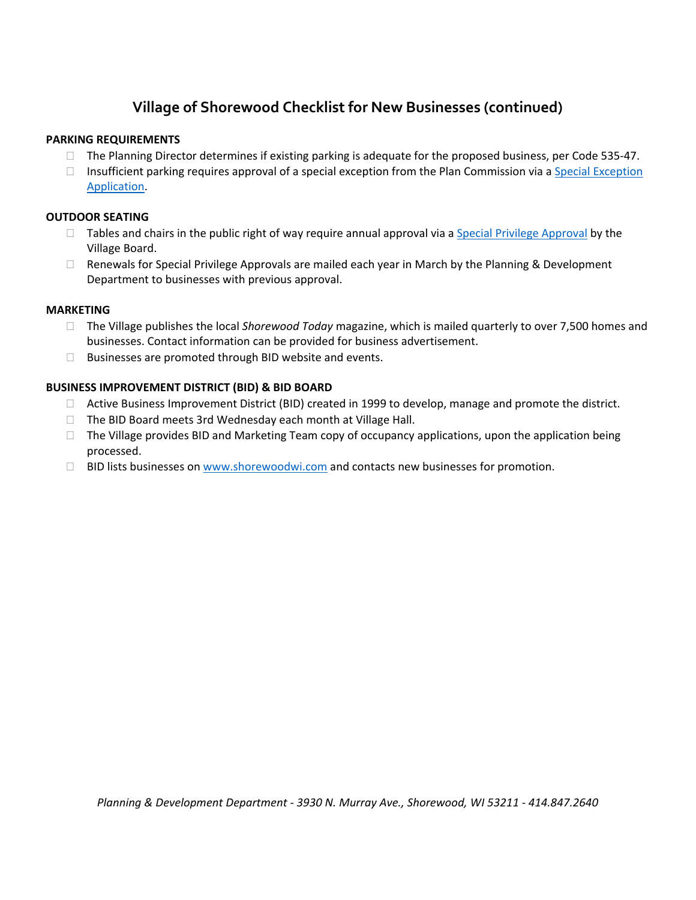# Village of Shorewood Checklist for New Businesses (continued)

**PARKING REQUIREMENTS**

- ☐ The Planning Director determines if existing parking is adequate for the proposed business, per Code 535-47.
- ☐ Insufficient parking requires approval of a special exception from the Plan Commission via a Special Exception Application.

**OUTDOOR SEATING**

- ☐ Tables and chairs in the public right of way require annual approval via a Special Privilege Approval by the Village Board.
- ☐ Renewals for Special Privilege Approvals are mailed each year in March by the Planning & Development Department to businesses with previous approval.

**MARKETING**

- ☐ The Village publishes the local *Shorewood Today* magazine, which is mailed quarterly to over 7,500 homes and businesses. Contact information can be provided for business advertisement.
- ☐ Businesses are promoted through BID website and events.

**BUSINESS IMPROVEMENT DISTRICT (BID) & BID BOARD**

- ☐ Active Business Improvement District (BID) created in 1999 to develop, manage and promote the district.
- ☐ The BID Board meets 3rd Wednesday each month at Village Hall.
- ☐ The Village provides BID and Marketing Team copy of occupancy applications, upon the application being processed.
- ☐ BID lists businesses on www.shorewoodwi.com and contacts new businesses for promotion.

*Planning & Development Department - 3930 N. Murray Ave., Shorewood, WI 53211 - 414.847.2640*